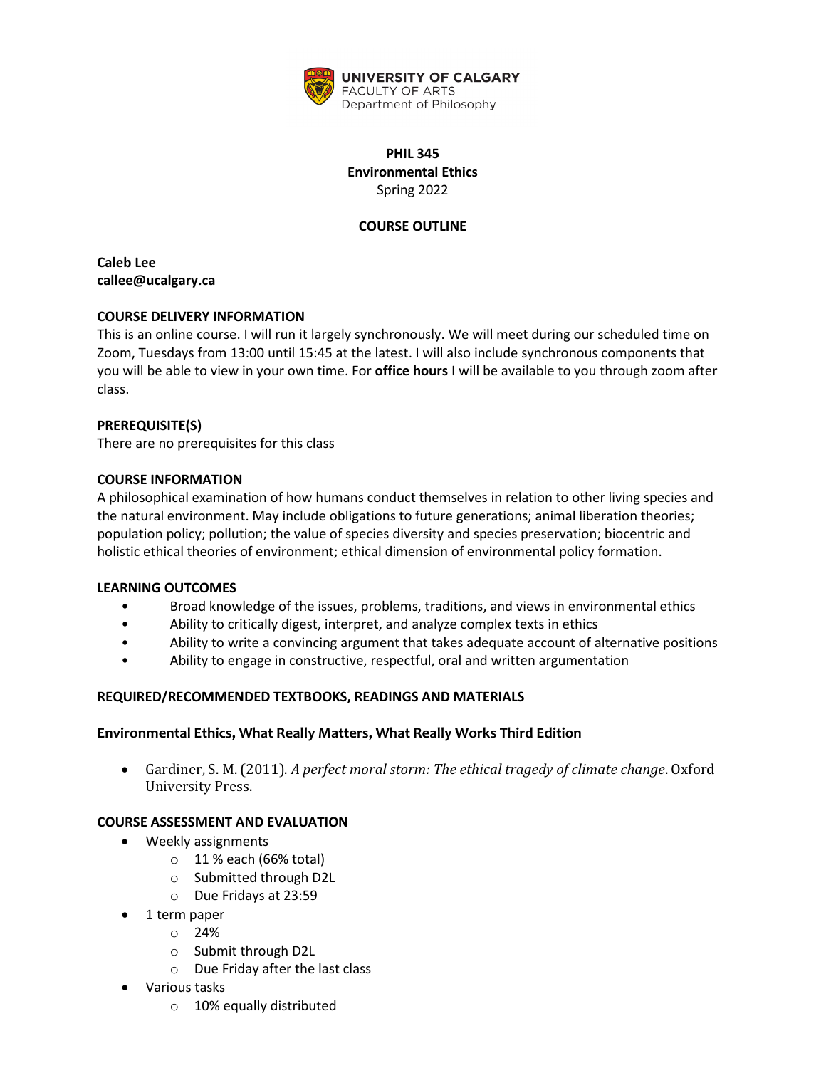UNIVERSITY OF CALGARY
FACULTY OF ARTS
Department of Philosophy

**PHIL 345**
**Environmental Ethics**
Spring 2022

**COURSE OUTLINE**

**Caleb Lee**
**callee@ucalgary.ca**

## COURSE DELIVERY INFORMATION

This is an online course. I will run it largely synchronously. We will meet during our scheduled time on Zoom, Tuesdays from 13:00 until 15:45 at the latest. I will also include synchronous components that you will be able to view in your own time. For **office hours** I will be available to you through zoom after class.

## PREREQUISITE(S)

There are no prerequisites for this class

## COURSE INFORMATION

A philosophical examination of how humans conduct themselves in relation to other living species and the natural environment. May include obligations to future generations; animal liberation theories; population policy; pollution; the value of species diversity and species preservation; biocentric and holistic ethical theories of environment; ethical dimension of environmental policy formation.

## LEARNING OUTCOMES

- Broad knowledge of the issues, problems, traditions, and views in environmental ethics
- Ability to critically digest, interpret, and analyze complex texts in ethics
- Ability to write a convincing argument that takes adequate account of alternative positions
- Ability to engage in constructive, respectful, oral and written argumentation

## REQUIRED/RECOMMENDED TEXTBOOKS, READINGS AND MATERIALS

### Environmental Ethics, What Really Matters, What Really Works Third Edition

- Gardiner, S. M. (2011). *A perfect moral storm: The ethical tragedy of climate change*. Oxford University Press.

## COURSE ASSESSMENT AND EVALUATION

- Weekly assignments
  - 11 % each (66% total)
  - Submitted through D2L
  - Due Fridays at 23:59
- 1 term paper
  - 24%
  - Submit through D2L
  - Due Friday after the last class
- Various tasks
  - 10% equally distributed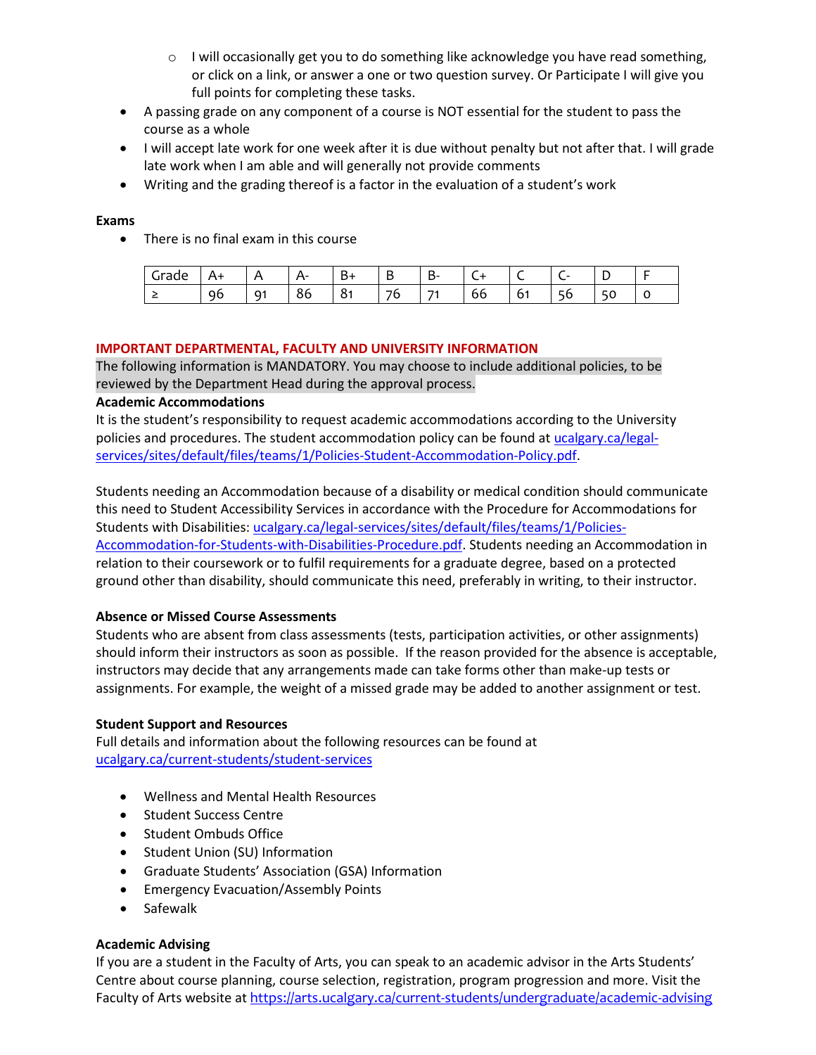- I will occasionally get you to do something like acknowledge you have read something, or click on a link, or answer a one or two question survey. Or Participate I will give you full points for completing these tasks.
- A passing grade on any component of a course is NOT essential for the student to pass the course as a whole
- I will accept late work for one week after it is due without penalty but not after that. I will grade late work when I am able and will generally not provide comments
- Writing and the grading thereof is a factor in the evaluation of a student's work

**Exams**

- There is no final exam in this course

| Grade | A+ | A | A- | B+ | B | B- | C+ | C | C- | D | F |
|---|---|---|---|---|---|---|---|---|---|---|---|
| ≥ | 96 | 91 | 86 | 81 | 76 | 71 | 66 | 61 | 56 | 50 | 0 |

**IMPORTANT DEPARTMENTAL, FACULTY AND UNIVERSITY INFORMATION**

The following information is MANDATORY. You may choose to include additional policies, to be reviewed by the Department Head during the approval process.

**Academic Accommodations**

It is the student's responsibility to request academic accommodations according to the University policies and procedures. The student accommodation policy can be found at ucalgary.ca/legal-services/sites/default/files/teams/1/Policies-Student-Accommodation-Policy.pdf.

Students needing an Accommodation because of a disability or medical condition should communicate this need to Student Accessibility Services in accordance with the Procedure for Accommodations for Students with Disabilities: ucalgary.ca/legal-services/sites/default/files/teams/1/Policies-Accommodation-for-Students-with-Disabilities-Procedure.pdf. Students needing an Accommodation in relation to their coursework or to fulfil requirements for a graduate degree, based on a protected ground other than disability, should communicate this need, preferably in writing, to their instructor.

**Absence or Missed Course Assessments**

Students who are absent from class assessments (tests, participation activities, or other assignments) should inform their instructors as soon as possible. If the reason provided for the absence is acceptable, instructors may decide that any arrangements made can take forms other than make-up tests or assignments. For example, the weight of a missed grade may be added to another assignment or test.

**Student Support and Resources**

Full details and information about the following resources can be found at ucalgary.ca/current-students/student-services

- Wellness and Mental Health Resources
- Student Success Centre
- Student Ombuds Office
- Student Union (SU) Information
- Graduate Students' Association (GSA) Information
- Emergency Evacuation/Assembly Points
- Safewalk

**Academic Advising**

If you are a student in the Faculty of Arts, you can speak to an academic advisor in the Arts Students' Centre about course planning, course selection, registration, program progression and more. Visit the Faculty of Arts website at https://arts.ucalgary.ca/current-students/undergraduate/academic-advising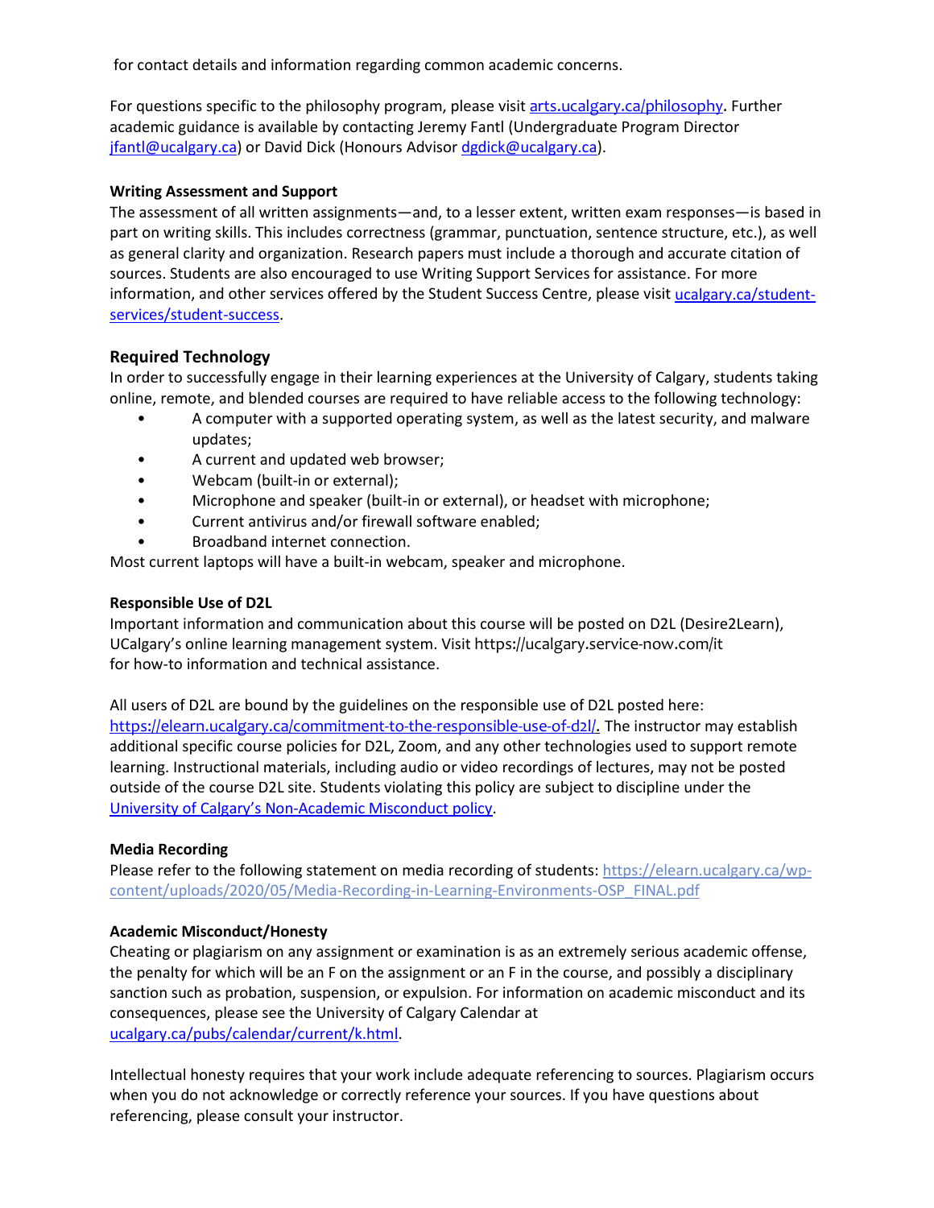for contact details and information regarding common academic concerns.

For questions specific to the philosophy program, please visit [arts.ucalgary.ca/philosophy](arts.ucalgary.ca/philosophy). Further academic guidance is available by contacting Jeremy Fantl (Undergraduate Program Director [jfantl@ucalgary.ca](mailto:jfantl@ucalgary.ca)) or David Dick (Honours Advisor [dgdick@ucalgary.ca](mailto:dgdick@ucalgary.ca)).

**Writing Assessment and Support**

The assessment of all written assignments—and, to a lesser extent, written exam responses—is based in part on writing skills. This includes correctness (grammar, punctuation, sentence structure, etc.), as well as general clarity and organization. Research papers must include a thorough and accurate citation of sources. Students are also encouraged to use Writing Support Services for assistance. For more information, and other services offered by the Student Success Centre, please visit [ucalgary.ca/student-services/student-success](ucalgary.ca/student-services/student-success).

### Required Technology

In order to successfully engage in their learning experiences at the University of Calgary, students taking online, remote, and blended courses are required to have reliable access to the following technology:

- A computer with a supported operating system, as well as the latest security, and malware updates;
- A current and updated web browser;
- Webcam (built-in or external);
- Microphone and speaker (built-in or external), or headset with microphone;
- Current antivirus and/or firewall software enabled;
- Broadband internet connection.

Most current laptops will have a built-in webcam, speaker and microphone.

**Responsible Use of D2L**

Important information and communication about this course will be posted on D2L (Desire2Learn), UCalgary's online learning management system. Visit https://ucalgary.service-now.com/it for how-to information and technical assistance.

All users of D2L are bound by the guidelines on the responsible use of D2L posted here: [https://elearn.ucalgary.ca/commitment-to-the-responsible-use-of-d2l/.](https://elearn.ucalgary.ca/commitment-to-the-responsible-use-of-d2l/) The instructor may establish additional specific course policies for D2L, Zoom, and any other technologies used to support remote learning. Instructional materials, including audio or video recordings of lectures, may not be posted outside of the course D2L site. Students violating this policy are subject to discipline under the University of Calgary's Non-Academic Misconduct policy.

**Media Recording**

Please refer to the following statement on media recording of students: [https://elearn.ucalgary.ca/wp-content/uploads/2020/05/Media-Recording-in-Learning-Environments-OSP_FINAL.pdf](https://elearn.ucalgary.ca/wp-content/uploads/2020/05/Media-Recording-in-Learning-Environments-OSP_FINAL.pdf)

**Academic Misconduct/Honesty**

Cheating or plagiarism on any assignment or examination is as an extremely serious academic offense, the penalty for which will be an F on the assignment or an F in the course, and possibly a disciplinary sanction such as probation, suspension, or expulsion. For information on academic misconduct and its consequences, please see the University of Calgary Calendar at [ucalgary.ca/pubs/calendar/current/k.html](ucalgary.ca/pubs/calendar/current/k.html).

Intellectual honesty requires that your work include adequate referencing to sources. Plagiarism occurs when you do not acknowledge or correctly reference your sources. If you have questions about referencing, please consult your instructor.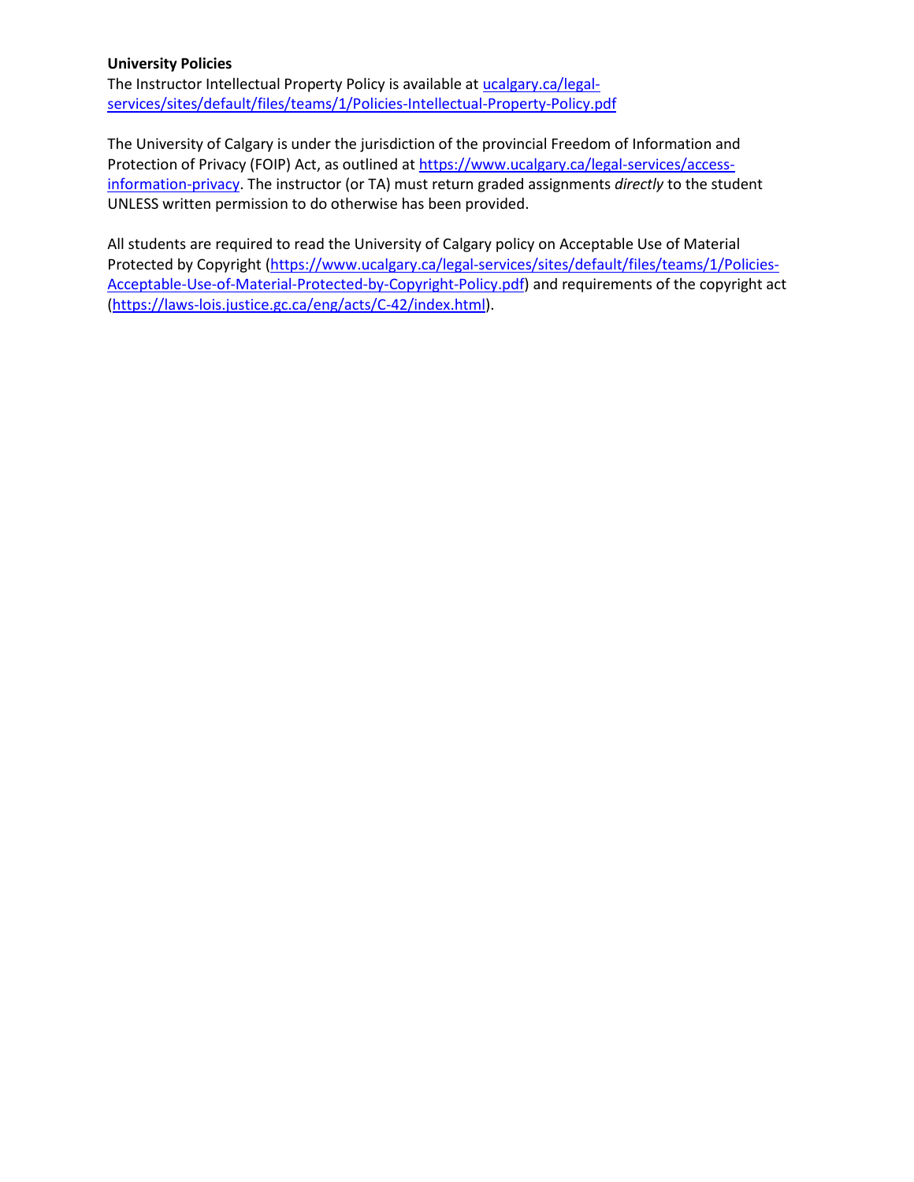**University Policies**

The Instructor Intellectual Property Policy is available at [ucalgary.ca/legal-services/sites/default/files/teams/1/Policies-Intellectual-Property-Policy.pdf](ucalgary.ca/legal-services/sites/default/files/teams/1/Policies-Intellectual-Property-Policy.pdf)

The University of Calgary is under the jurisdiction of the provincial Freedom of Information and Protection of Privacy (FOIP) Act, as outlined at [https://www.ucalgary.ca/legal-services/access-information-privacy](https://www.ucalgary.ca/legal-services/access-information-privacy). The instructor (or TA) must return graded assignments *directly* to the student UNLESS written permission to do otherwise has been provided.

All students are required to read the University of Calgary policy on Acceptable Use of Material Protected by Copyright ([https://www.ucalgary.ca/legal-services/sites/default/files/teams/1/Policies-Acceptable-Use-of-Material-Protected-by-Copyright-Policy.pdf](https://www.ucalgary.ca/legal-services/sites/default/files/teams/1/Policies-Acceptable-Use-of-Material-Protected-by-Copyright-Policy.pdf)) and requirements of the copyright act ([https://laws-lois.justice.gc.ca/eng/acts/C-42/index.html](https://laws-lois.justice.gc.ca/eng/acts/C-42/index.html)).